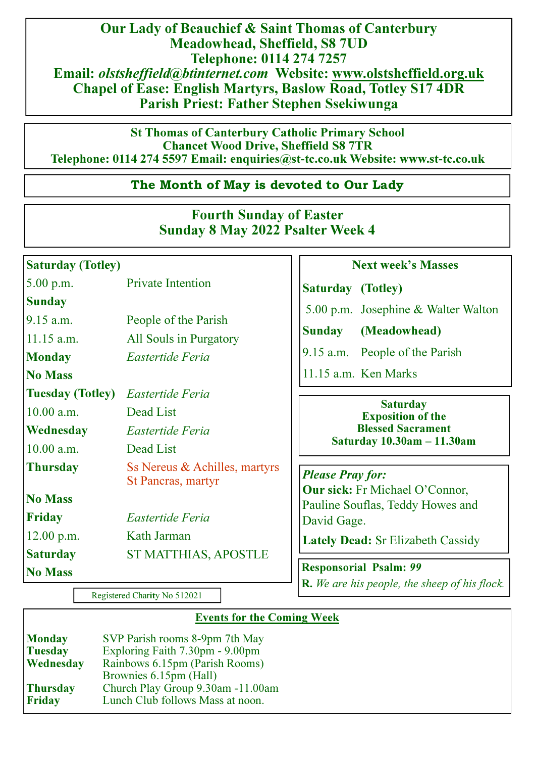# Our Lady of Beauchief & Saint Thomas of Canterbury

**Meadowhead, Sheffield, S8 7UD**
**Telephone: 0114 274 7257**
**Email:** ***olstsheffield@btinternet.com*** **Website: www.olstsheffield.org.uk**
**Chapel of Ease: English Martyrs, Baslow Road, Totley S17 4DR**
**Parish Priest: Father Stephen Ssekiwunga**

**St Thomas of Canterbury Catholic Primary School**
**Chancet Wood Drive, Sheffield S8 7TR**
**Telephone: 0114 274 5597 Email: enquiries@st-tc.co.uk Website: www.st-tc.co.uk**

## The Month of May is devoted to Our Lady

## Fourth Sunday of Easter
## Sunday 8 May 2022 Psalter Week 4

| | |
|---|---|
| **Saturday (Totley)** | |
| 5.00 p.m. | Private Intention |
| **Sunday** | |
| 9.15 a.m. | People of the Parish |
| 11.15 a.m. | All Souls in Purgatory |
| **Monday** | *Eastertide Feria* |
| **No Mass** | |
| **Tuesday (Totley)** | *Eastertide Feria* |
| 10.00 a.m. | Dead List |
| **Wednesday** | *Eastertide Feria* |
| 10.00 a.m. | Dead List |
| **Thursday** | Ss Nereus & Achilles, martyrs St Pancras, martyr |
| **No Mass** | |
| **Friday** | *Eastertide Feria* |
| 12.00 p.m. | Kath Jarman |
| **Saturday** | ST MATTHIAS, APOSTLE |
| **No Mass** | |

Registered Charity No 512021

### Next week's Masses

| | |
|---|---|
| **Saturday** | **(Totley)** |
| 5.00 p.m. | Josephine & Walter Walton |
| **Sunday** | **(Meadowhead)** |
| 9.15 a.m. | People of the Parish |
| 11.15 a.m. | Ken Marks |

**Saturday**
**Exposition of the Blessed Sacrament**
**Saturday 10.30am – 11.30am**

***Please Pray for:***

**Our sick:** Fr Michael O'Connor, Pauline Souflas, Teddy Howes and David Gage.

**Lately Dead:** Sr Elizabeth Cassidy

**Responsorial Psalm:** ***99***
**R.** *We are his people, the sheep of his flock.*

### Events for the Coming Week

| | |
|---|---|
| **Monday** | SVP Parish rooms 8-9pm 7th May |
| **Tuesday** | Exploring Faith 7.30pm - 9.00pm |
| **Wednesday** | Rainbows 6.15pm (Parish Rooms) |
| | Brownies 6.15pm (Hall) |
| **Thursday** | Church Play Group 9.30am -11.00am |
| **Friday** | Lunch Club follows Mass at noon. |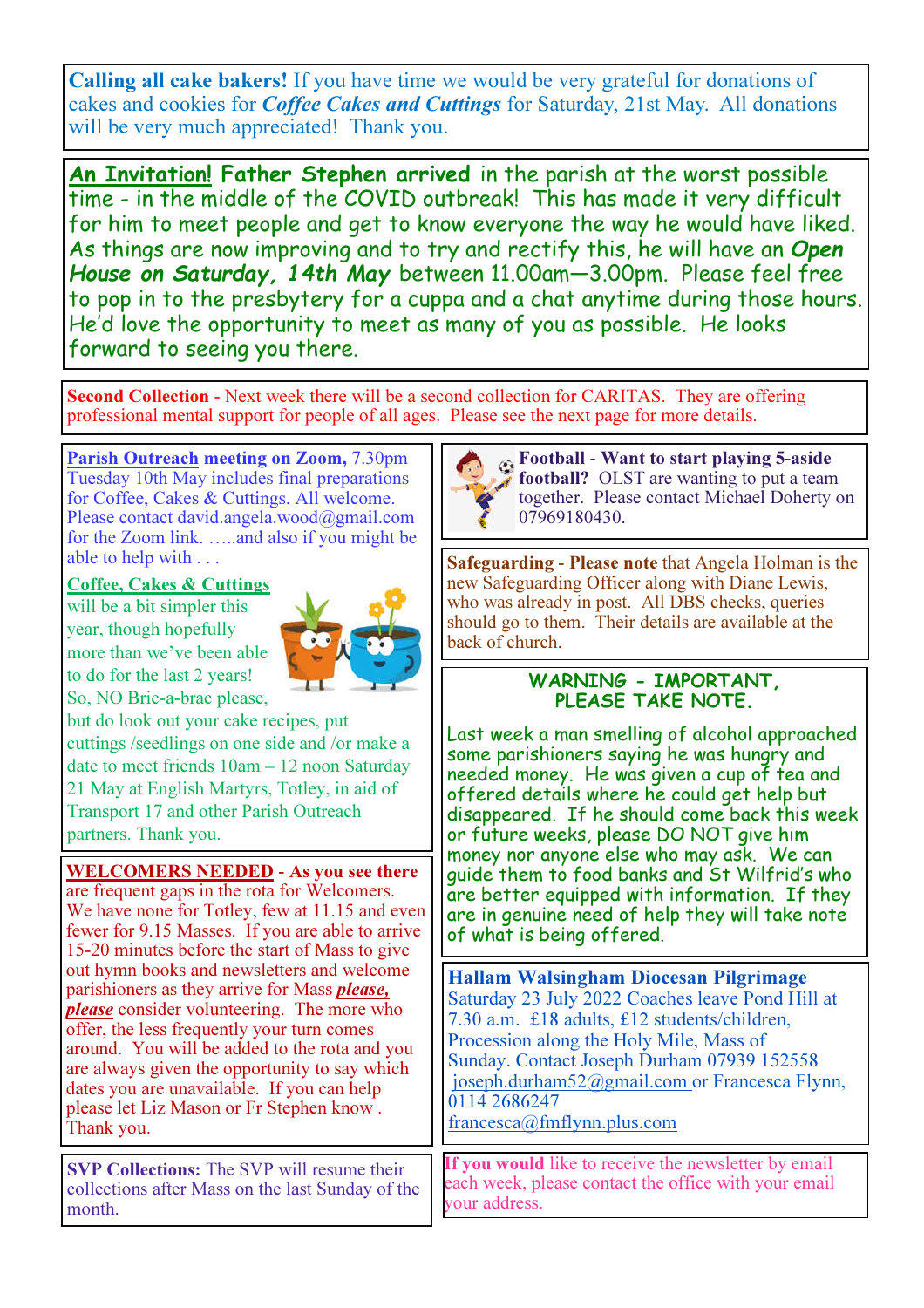**Calling all cake bakers!** If you have time we would be very grateful for donations of cakes and cookies for ***Coffee Cakes and Cuttings*** for Saturday, 21st May. All donations will be very much appreciated! Thank you.

**An Invitation! Father Stephen arrived** in the parish at the worst possible time - in the middle of the COVID outbreak! This has made it very difficult for him to meet people and get to know everyone the way he would have liked. As things are now improving and to try and rectify this, he will have an ***Open House on Saturday, 14th May*** between 11.00am—3.00pm. Please feel free to pop in to the presbytery for a cuppa and a chat anytime during those hours. He'd love the opportunity to meet as many of you as possible. He looks forward to seeing you there.

**Second Collection** - Next week there will be a second collection for CARITAS. They are offering professional mental support for people of all ages. Please see the next page for more details.

**Parish Outreach meeting on Zoom,** 7.30pm Tuesday 10th May includes final preparations for Coffee, Cakes & Cuttings. All welcome. Please contact david.angela.wood@gmail.com for the Zoom link. …..and also if you might be able to help with . . .

**Coffee, Cakes & Cuttings** will be a bit simpler this year, though hopefully more than we've been able to do for the last 2 years! So, NO Bric-a-brac please, but do look out your cake recipes, put cuttings /seedlings on one side and /or make a date to meet friends 10am – 12 noon Saturday 21 May at English Martyrs, Totley, in aid of Transport 17 and other Parish Outreach partners. Thank you.

**WELCOMERS NEEDED - As you see there** are frequent gaps in the rota for Welcomers. We have none for Totley, few at 11.15 and even fewer for 9.15 Masses. If you are able to arrive 15-20 minutes before the start of Mass to give out hymn books and newsletters and welcome parishioners as they arrive for Mass ***please, please*** consider volunteering. The more who offer, the less frequently your turn comes around. You will be added to the rota and you are always given the opportunity to say which dates you are unavailable. If you can help please let Liz Mason or Fr Stephen know . Thank you.

**SVP Collections:** The SVP will resume their collections after Mass on the last Sunday of the month.

**Football - Want to start playing 5-aside football?** OLST are wanting to put a team together. Please contact Michael Doherty on 07969180430.

**Safeguarding - Please note** that Angela Holman is the new Safeguarding Officer along with Diane Lewis, who was already in post. All DBS checks, queries should go to them. Their details are available at the back of church.

**WARNING - IMPORTANT, PLEASE TAKE NOTE.**

Last week a man smelling of alcohol approached some parishioners saying he was hungry and needed money. He was given a cup of tea and offered details where he could get help but disappeared. If he should come back this week or future weeks, please DO NOT give him money nor anyone else who may ask. We can guide them to food banks and St Wilfrid's who are better equipped with information. If they are in genuine need of help they will take note of what is being offered.

**Hallam Walsingham Diocesan Pilgrimage**
Saturday 23 July 2022 Coaches leave Pond Hill at 7.30 a.m. £18 adults, £12 students/children, Procession along the Holy Mile, Mass of Sunday. Contact Joseph Durham 07939 152558 joseph.durham52@gmail.com or Francesca Flynn, 0114 2686247 francesca@fmflynn.plus.com

**If you would** like to receive the newsletter by email each week, please contact the office with your email your address.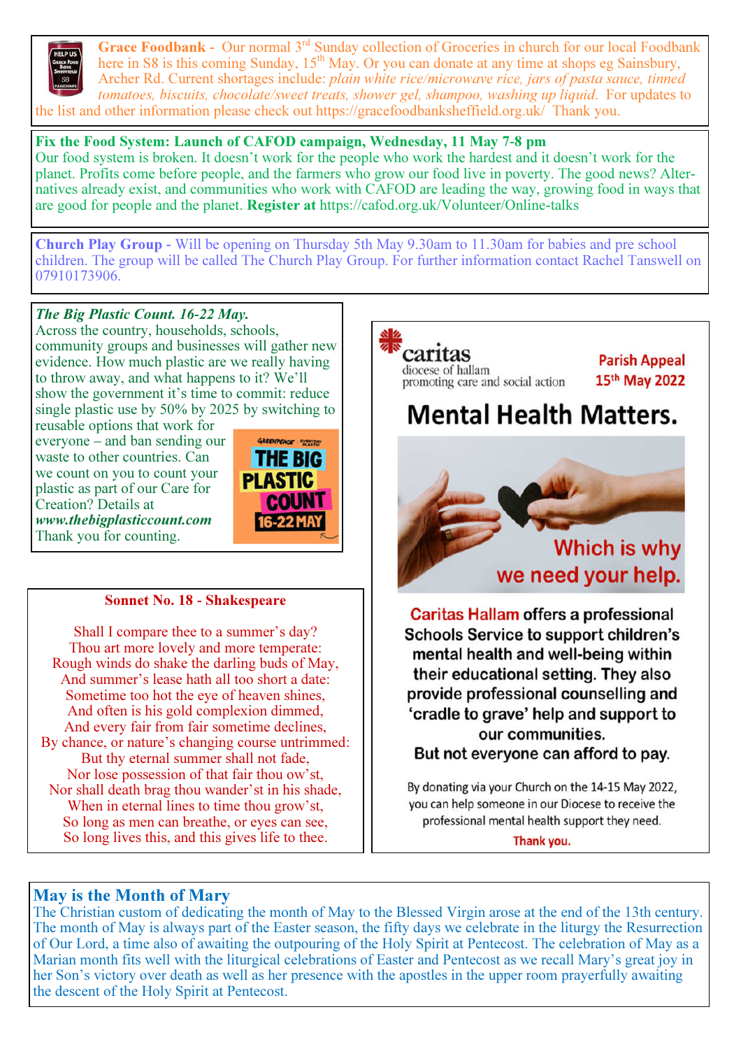**Grace Foodbank** - Our normal 3rd Sunday collection of Groceries in church for our local Foodbank here in S8 is this coming Sunday, 15th May. Or you can donate at any time at shops eg Sainsbury, Archer Rd. Current shortages include: *plain white rice/microwave rice, jars of pasta sauce, timed tomatoes, biscuits, chocolate/sweet treats, shower gel, shampoo, washing up liquid*. For updates to the list and other information please check out https://gracefoodbanksheffield.org.uk/ Thank you.

**Fix the Food System: Launch of CAFOD campaign, Wednesday, 11 May 7-8 pm**
Our food system is broken. It doesn't work for the people who work the hardest and it doesn't work for the planet. Profits come before people, and the farmers who grow our food live in poverty. The good news? Alternatives already exist, and communities who work with CAFOD are leading the way, growing food in ways that are good for people and the planet. **Register at** https://cafod.org.uk/Volunteer/Online-talks

**Church Play Group** - Will be opening on Thursday 5th May 9.30am to 11.30am for babies and pre school children. The group will be called The Church Play Group. For further information contact Rachel Tanswell on 07910173906.

***The Big Plastic Count. 16-22 May.***
Across the country, households, schools, community groups and businesses will gather new evidence. How much plastic are we really having to throw away, and what happens to it? We'll show the government it's time to commit: reduce single plastic use by 50% by 2025 by switching to reusable options that work for everyone – and ban sending our waste to other countries. Can we count on you to count your plastic as part of our Care for Creation? Details at ***www.thebigplasticcount.com***
Thank you for counting.

**Sonnet No. 18 - Shakespeare**

Shall I compare thee to a summer's day?
Thou art more lovely and more temperate:
Rough winds do shake the darling buds of May,
And summer's lease hath all too short a date:
Sometime too hot the eye of heaven shines,
And often is his gold complexion dimmed,
And every fair from fair sometime declines,
By chance, or nature's changing course untrimmed:
But thy eternal summer shall not fade,
Nor lose possession of that fair thou ow'st,
Nor shall death brag thou wander'st in his shade,
When in eternal lines to time thou grow'st,
So long as men can breathe, or eyes can see,
So long lives this, and this gives life to thee.

caritas
diocese of hallam
promoting care and social action

**Parish Appeal**
**15th May 2022**

# Mental Health Matters.

**Which is why we need your help.**

**Caritas Hallam offers a professional Schools Service to support children's mental health and well-being within their educational setting. They also provide professional counselling and 'cradle to grave' help and support to our communities.**
**But not everyone can afford to pay.**

By donating via your Church on the 14-15 May 2022, you can help someone in our Diocese to receive the professional mental health support they need.

**Thank you.**

## May is the Month of Mary

The Christian custom of dedicating the month of May to the Blessed Virgin arose at the end of the 13th century. The month of May is always part of the Easter season, the fifty days we celebrate in the liturgy the Resurrection of Our Lord, a time also of awaiting the outpouring of the Holy Spirit at Pentecost. The celebration of May as a Marian month fits well with the liturgical celebrations of Easter and Pentecost as we recall Mary's great joy in her Son's victory over death as well as her presence with the apostles in the upper room prayerfully awaiting the descent of the Holy Spirit at Pentecost.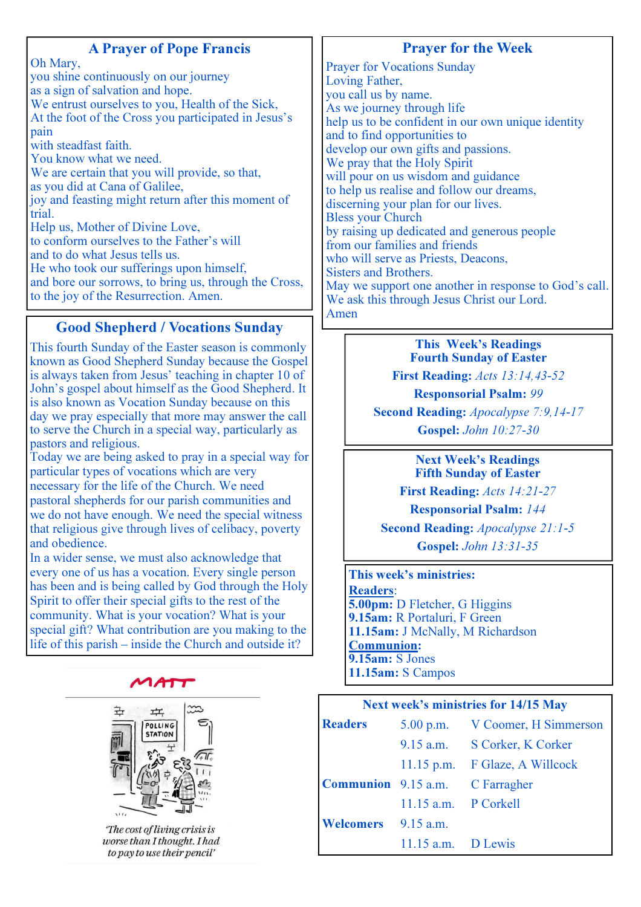## A Prayer of Pope Francis

Oh Mary,
you shine continuously on our journey
as a sign of salvation and hope.
We entrust ourselves to you, Health of the Sick,
At the foot of the Cross you participated in Jesus's pain
with steadfast faith.
You know what we need.
We are certain that you will provide, so that,
as you did at Cana of Galilee,
joy and feasting might return after this moment of trial.
Help us, Mother of Divine Love,
to conform ourselves to the Father's will
and to do what Jesus tells us.
He who took our sufferings upon himself,
and bore our sorrows, to bring us, through the Cross,
to the joy of the Resurrection. Amen.

## Good Shepherd / Vocations Sunday

This fourth Sunday of the Easter season is commonly known as Good Shepherd Sunday because the Gospel is always taken from Jesus' teaching in chapter 10 of John's gospel about himself as the Good Shepherd. It is also known as Vocation Sunday because on this day we pray especially that more may answer the call to serve the Church in a special way, particularly as pastors and religious.

Today we are being asked to pray in a special way for particular types of vocations which are very necessary for the life of the Church. We need pastoral shepherds for our parish communities and we do not have enough. We need the special witness that religious give through lives of celibacy, poverty and obedience.

In a wider sense, we must also acknowledge that every one of us has a vocation. Every single person has been and is being called by God through the Holy Spirit to offer their special gifts to the rest of the community. What is your vocation? What is your special gift? What contribution are you making to the life of this parish – inside the Church and outside it?

MATT

'The cost of living crisis is worse than I thought. I had to pay to use their pencil'

## Prayer for the Week

Prayer for Vocations Sunday
Loving Father,
you call us by name.
As we journey through life
help us to be confident in our own unique identity
and to find opportunities to
develop our own gifts and passions.
We pray that the Holy Spirit
will pour on us wisdom and guidance
to help us realise and follow our dreams,
discerning your plan for our lives.
Bless your Church
by raising up dedicated and generous people
from our families and friends
who will serve as Priests, Deacons,
Sisters and Brothers.
May we support one another in response to God's call.
We ask this through Jesus Christ our Lord.
Amen

### This Week's Readings
### Fourth Sunday of Easter

**First Reading:** *Acts 13:14,43-52*

**Responsorial Psalm:** *99*

**Second Reading:** *Apocalypse 7:9,14-17*

**Gospel:** *John 10:27-30*

### Next Week's Readings
### Fifth Sunday of Easter

**First Reading:** *Acts 14:21-27*

**Responsorial Psalm:** *144*

**Second Reading:** *Apocalypse 21:1-5*

**Gospel:** *John 13:31-35*

**This week's ministries:**

**Readers**:
**5.00pm:** D Fletcher, G Higgins
**9.15am:** R Portaluri, F Green
**11.15am:** J McNally, M Richardson
**Communion:**
**9.15am:** S Jones
**11.15am:** S Campos

**Next week's ministries for 14/15 May**

| | | |
|---|---|---|
| **Readers** | 5.00 p.m. | V Coomer, H Simmerson |
| | 9.15 a.m. | S Corker, K Corker |
| | 11.15 p.m. | F Glaze, A Willcock |
| **Communion** | 9.15 a.m. | C Farragher |
| | 11.15 a.m. | P Corkell |
| **Welcomers** | 9.15 a.m. | |
| | 11.15 a.m. | D Lewis |